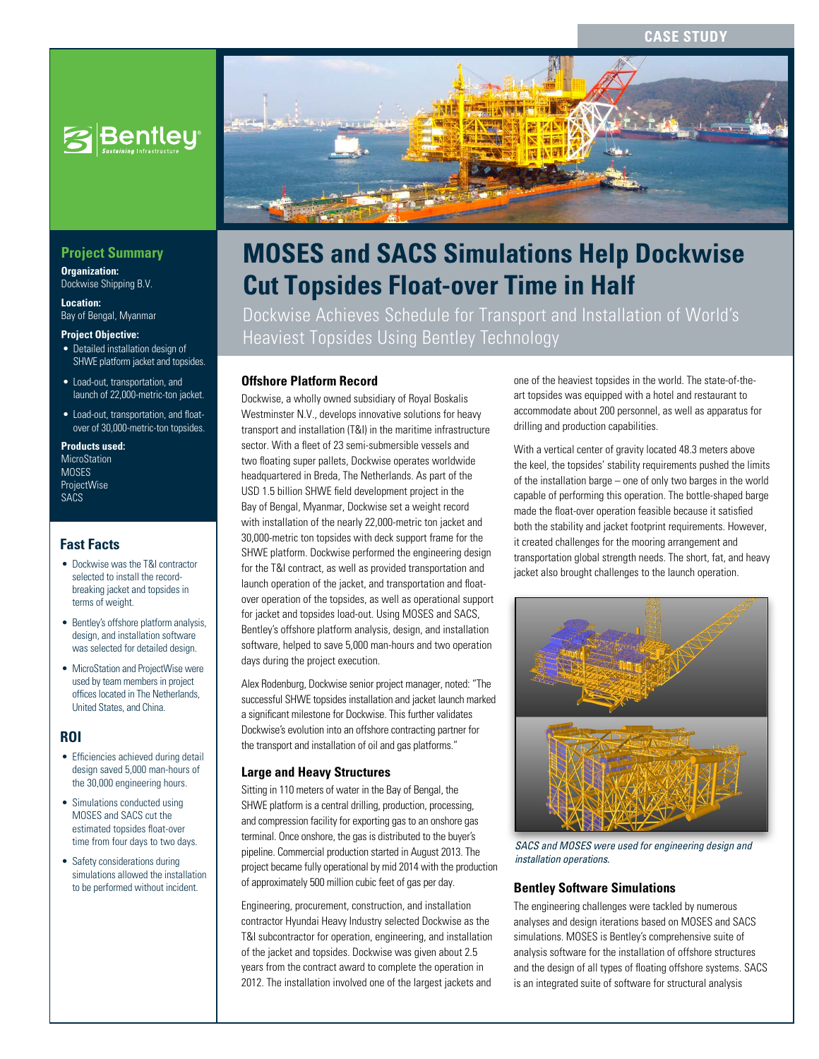CASE STUDY

# MOSES and SACS Simulations Help Dockwise Cut Topsides Float-over Time in Half

Dockwise Achieves Schedule for Transport and Installation of World's Heaviest Topsides Using Bentley Technology

## Project Summary

**Organization:**
Dockwise Shipping B.V.

**Location:**
Bay of Bengal, Myanmar

**Project Objective:**

- Detailed installation design of SHWE platform jacket and topsides.
- Load-out, transportation, and launch of 22,000-metric-ton jacket.
- Load-out, transportation, and float-over of 30,000-metric-ton topsides.

**Products used:**
MicroStation
MOSES
ProjectWise
SACS

## Fast Facts

- Dockwise was the T&I contractor selected to install the record-breaking jacket and topsides in terms of weight.
- Bentley's offshore platform analysis, design, and installation software was selected for detailed design.
- MicroStation and ProjectWise were used by team members in project offices located in The Netherlands, United States, and China.

## ROI

- Efficiencies achieved during detail design saved 5,000 man-hours of the 30,000 engineering hours.
- Simulations conducted using MOSES and SACS cut the estimated topsides float-over time from four days to two days.
- Safety considerations during simulations allowed the installation to be performed without incident.

### Offshore Platform Record

Dockwise, a wholly owned subsidiary of Royal Boskalis Westminster N.V., develops innovative solutions for heavy transport and installation (T&I) in the maritime infrastructure sector. With a fleet of 23 semi-submersible vessels and two floating super pallets, Dockwise operates worldwide headquartered in Breda, The Netherlands. As part of the USD 1.5 billion SHWE field development project in the Bay of Bengal, Myanmar, Dockwise set a weight record with installation of the nearly 22,000-metric ton jacket and 30,000-metric ton topsides with deck support frame for the SHWE platform. Dockwise performed the engineering design for the T&I contract, as well as provided transportation and launch operation of the jacket, and transportation and float-over operation of the topsides, as well as operational support for jacket and topsides load-out. Using MOSES and SACS, Bentley's offshore platform analysis, design, and installation software, helped to save 5,000 man-hours and two operation days during the project execution.

Alex Rodenburg, Dockwise senior project manager, noted: "The successful SHWE topsides installation and jacket launch marked a significant milestone for Dockwise. This further validates Dockwise's evolution into an offshore contracting partner for the transport and installation of oil and gas platforms."

### Large and Heavy Structures

Sitting in 110 meters of water in the Bay of Bengal, the SHWE platform is a central drilling, production, processing, and compression facility for exporting gas to an onshore gas terminal. Once onshore, the gas is distributed to the buyer's pipeline. Commercial production started in August 2013. The project became fully operational by mid 2014 with the production of approximately 500 million cubic feet of gas per day.

Engineering, procurement, construction, and installation contractor Hyundai Heavy Industry selected Dockwise as the T&I subcontractor for operation, engineering, and installation of the jacket and topsides. Dockwise was given about 2.5 years from the contract award to complete the operation in 2012. The installation involved one of the largest jackets and one of the heaviest topsides in the world. The state-of-the-art topsides was equipped with a hotel and restaurant to accommodate about 200 personnel, as well as apparatus for drilling and production capabilities.

With a vertical center of gravity located 48.3 meters above the keel, the topsides' stability requirements pushed the limits of the installation barge – one of only two barges in the world capable of performing this operation. The bottle-shaped barge made the float-over operation feasible because it satisfied both the stability and jacket footprint requirements. However, it created challenges for the mooring arrangement and transportation global strength needs. The short, fat, and heavy jacket also brought challenges to the launch operation.

*SACS and MOSES were used for engineering design and installation operations.*

### Bentley Software Simulations

The engineering challenges were tackled by numerous analyses and design iterations based on MOSES and SACS simulations. MOSES is Bentley's comprehensive suite of analysis software for the installation of offshore structures and the design of all types of floating offshore systems. SACS is an integrated suite of software for structural analysis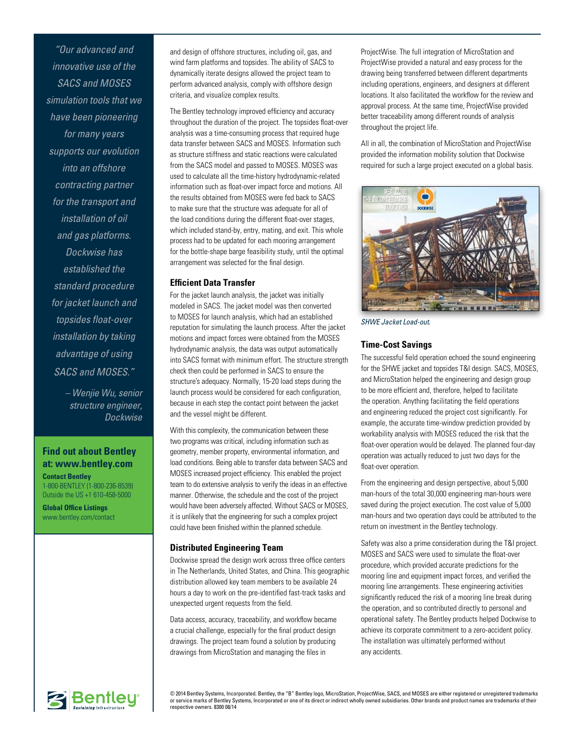*"Our advanced and innovative use of the SACS and MOSES simulation tools that we have been pioneering for many years supports our evolution into an offshore contracting partner for the transport and installation of oil and gas platforms. Dockwise has established the standard procedure for jacket launch and topsides float-over installation by taking advantage of using SACS and MOSES."*

*– Wenjie Wu, senior structure engineer, Dockwise*

**Find out about Bentley at: www.bentley.com**

**Contact Bentley**
1-800-BENTLEY (1-800-236-8539)
Outside the US +1 610-458-5000

**Global Office Listings**
www.bentley.com/contact

and design of offshore structures, including oil, gas, and wind farm platforms and topsides. The ability of SACS to dynamically iterate designs allowed the project team to perform advanced analysis, comply with offshore design criteria, and visualize complex results.

The Bentley technology improved efficiency and accuracy throughout the duration of the project. The topsides float-over analysis was a time-consuming process that required huge data transfer between SACS and MOSES. Information such as structure stiffness and static reactions were calculated from the SACS model and passed to MOSES. MOSES was used to calculate all the time-history hydrodynamic-related information such as float-over impact force and motions. All the results obtained from MOSES were fed back to SACS to make sure that the structure was adequate for all of the load conditions during the different float-over stages, which included stand-by, entry, mating, and exit. This whole process had to be updated for each mooring arrangement for the bottle-shape barge feasibility study, until the optimal arrangement was selected for the final design.

### Efficient Data Transfer

For the jacket launch analysis, the jacket was initially modeled in SACS. The jacket model was then converted to MOSES for launch analysis, which had an established reputation for simulating the launch process. After the jacket motions and impact forces were obtained from the MOSES hydrodynamic analysis, the data was output automatically into SACS format with minimum effort. The structure strength check then could be performed in SACS to ensure the structure's adequacy. Normally, 15-20 load steps during the launch process would be considered for each configuration, because in each step the contact point between the jacket and the vessel might be different.

With this complexity, the communication between these two programs was critical, including information such as geometry, member property, environmental information, and load conditions. Being able to transfer data between SACS and MOSES increased project efficiency. This enabled the project team to do extensive analysis to verify the ideas in an effective manner. Otherwise, the schedule and the cost of the project would have been adversely affected. Without SACS or MOSES, it is unlikely that the engineering for such a complex project could have been finished within the planned schedule.

### Distributed Engineering Team

Dockwise spread the design work across three office centers in The Netherlands, United States, and China. This geographic distribution allowed key team members to be available 24 hours a day to work on the pre-identified fast-track tasks and unexpected urgent requests from the field.

Data access, accuracy, traceability, and workflow became a crucial challenge, especially for the final product design drawings. The project team found a solution by producing drawings from MicroStation and managing the files in ProjectWise. The full integration of MicroStation and ProjectWise provided a natural and easy process for the drawing being transferred between different departments including operations, engineers, and designers at different locations. It also facilitated the workflow for the review and approval process. At the same time, ProjectWise provided better traceability among different rounds of analysis throughout the project life.

All in all, the combination of MicroStation and ProjectWise provided the information mobility solution that Dockwise required for such a large project executed on a global basis.

*SHWE Jacket Load-out.*

### Time-Cost Savings

The successful field operation echoed the sound engineering for the SHWE jacket and topsides T&I design. SACS, MOSES, and MicroStation helped the engineering and design group to be more efficient and, therefore, helped to facilitate the operation. Anything facilitating the field operations and engineering reduced the project cost significantly. For example, the accurate time-window prediction provided by workability analysis with MOSES reduced the risk that the float-over operation would be delayed. The planned four-day operation was actually reduced to just two days for the float-over operation.

From the engineering and design perspective, about 5,000 man-hours of the total 30,000 engineering man-hours were saved during the project execution. The cost value of 5,000 man-hours and two operation days could be attributed to the return on investment in the Bentley technology.

Safety was also a prime consideration during the T&I project. MOSES and SACS were used to simulate the float-over procedure, which provided accurate predictions for the mooring line and equipment impact forces, and verified the mooring line arrangements. These engineering activities significantly reduced the risk of a mooring line break during the operation, and so contributed directly to personal and operational safety. The Bentley products helped Dockwise to achieve its corporate commitment to a zero-accident policy. The installation was ultimately performed without any accidents.

© 2014 Bentley Systems, Incorporated. Bentley, the "B" Bentley logo, MicroStation, ProjectWise, SACS, and MOSES are either registered or unregistered trademarks or service marks of Bentley Systems, Incorporated or one of its direct or indirect wholly owned subsidiaries. Other brands and product names are trademarks of their respective owners. 8300 08/14